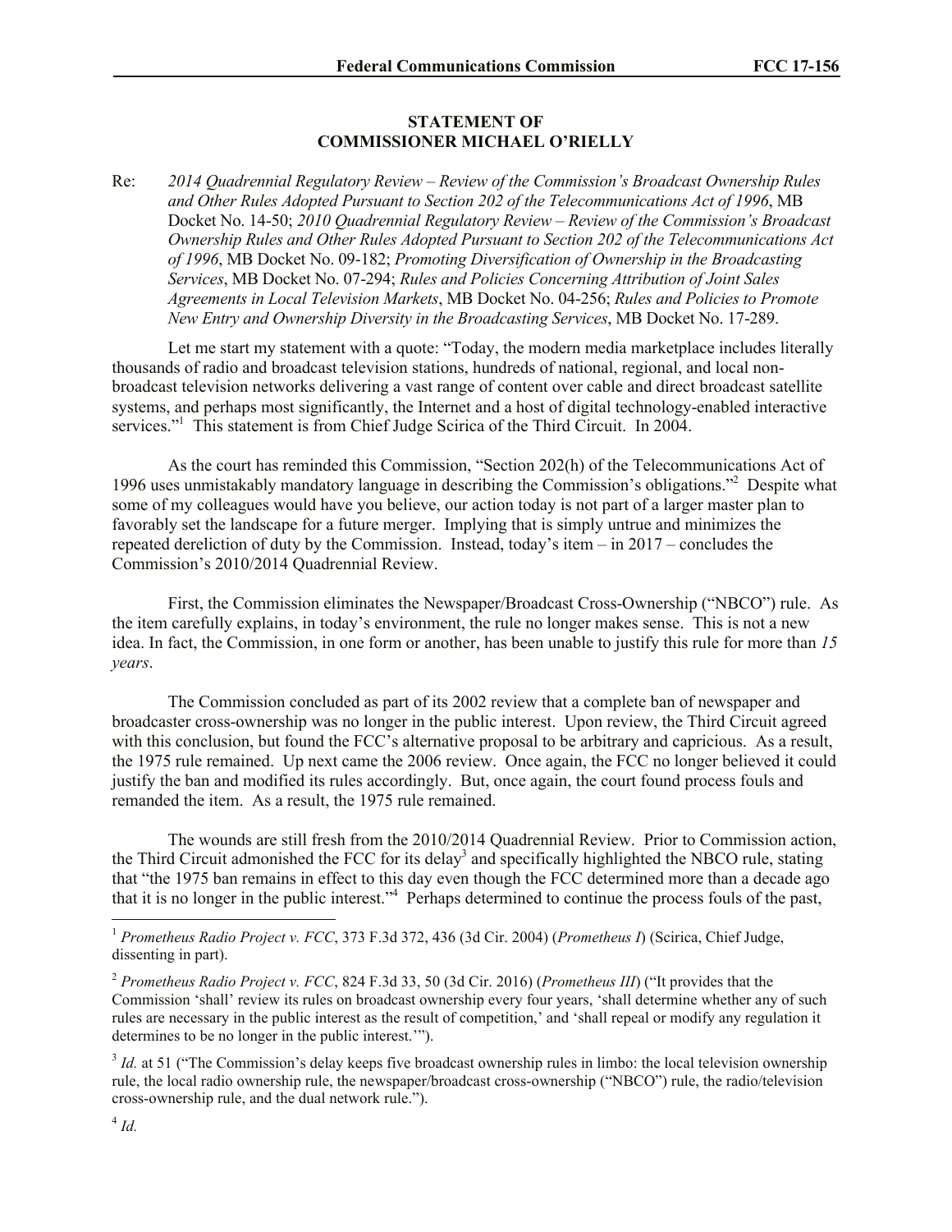**STATEMENT OF**
**COMMISSIONER MICHAEL O'RIELLY**

Re: *2014 Quadrennial Regulatory Review – Review of the Commission's Broadcast Ownership Rules and Other Rules Adopted Pursuant to Section 202 of the Telecommunications Act of 1996*, MB Docket No. 14-50; *2010 Quadrennial Regulatory Review – Review of the Commission's Broadcast Ownership Rules and Other Rules Adopted Pursuant to Section 202 of the Telecommunications Act of 1996*, MB Docket No. 09-182; *Promoting Diversification of Ownership in the Broadcasting Services*, MB Docket No. 07-294; *Rules and Policies Concerning Attribution of Joint Sales Agreements in Local Television Markets*, MB Docket No. 04-256; *Rules and Policies to Promote New Entry and Ownership Diversity in the Broadcasting Services*, MB Docket No. 17-289.

Let me start my statement with a quote: "Today, the modern media marketplace includes literally thousands of radio and broadcast television stations, hundreds of national, regional, and local non-broadcast television networks delivering a vast range of content over cable and direct broadcast satellite systems, and perhaps most significantly, the Internet and a host of digital technology-enabled interactive services."[1] This statement is from Chief Judge Scirica of the Third Circuit. In 2004.

As the court has reminded this Commission, "Section 202(h) of the Telecommunications Act of 1996 uses unmistakably mandatory language in describing the Commission's obligations."[2] Despite what some of my colleagues would have you believe, our action today is not part of a larger master plan to favorably set the landscape for a future merger. Implying that is simply untrue and minimizes the repeated dereliction of duty by the Commission. Instead, today's item – in 2017 – concludes the Commission's 2010/2014 Quadrennial Review.

First, the Commission eliminates the Newspaper/Broadcast Cross-Ownership ("NBCO") rule. As the item carefully explains, in today's environment, the rule no longer makes sense. This is not a new idea. In fact, the Commission, in one form or another, has been unable to justify this rule for more than *15 years*.

The Commission concluded as part of its 2002 review that a complete ban of newspaper and broadcaster cross-ownership was no longer in the public interest. Upon review, the Third Circuit agreed with this conclusion, but found the FCC's alternative proposal to be arbitrary and capricious. As a result, the 1975 rule remained. Up next came the 2006 review. Once again, the FCC no longer believed it could justify the ban and modified its rules accordingly. But, once again, the court found process fouls and remanded the item. As a result, the 1975 rule remained.

The wounds are still fresh from the 2010/2014 Quadrennial Review. Prior to Commission action, the Third Circuit admonished the FCC for its delay[3] and specifically highlighted the NBCO rule, stating that "the 1975 ban remains in effect to this day even though the FCC determined more than a decade ago that it is no longer in the public interest."[4] Perhaps determined to continue the process fouls of the past,

---

[1] *Prometheus Radio Project v. FCC*, 373 F.3d 372, 436 (3d Cir. 2004) (*Prometheus I*) (Scirica, Chief Judge, dissenting in part).

[2] *Prometheus Radio Project v. FCC*, 824 F.3d 33, 50 (3d Cir. 2016) (*Prometheus III*) ("It provides that the Commission 'shall' review its rules on broadcast ownership every four years, 'shall determine whether any of such rules are necessary in the public interest as the result of competition,' and 'shall repeal or modify any regulation it determines to be no longer in the public interest.'").

[3] *Id.* at 51 ("The Commission's delay keeps five broadcast ownership rules in limbo: the local television ownership rule, the local radio ownership rule, the newspaper/broadcast cross-ownership ("NBCO") rule, the radio/television cross-ownership rule, and the dual network rule.").

[4] *Id.*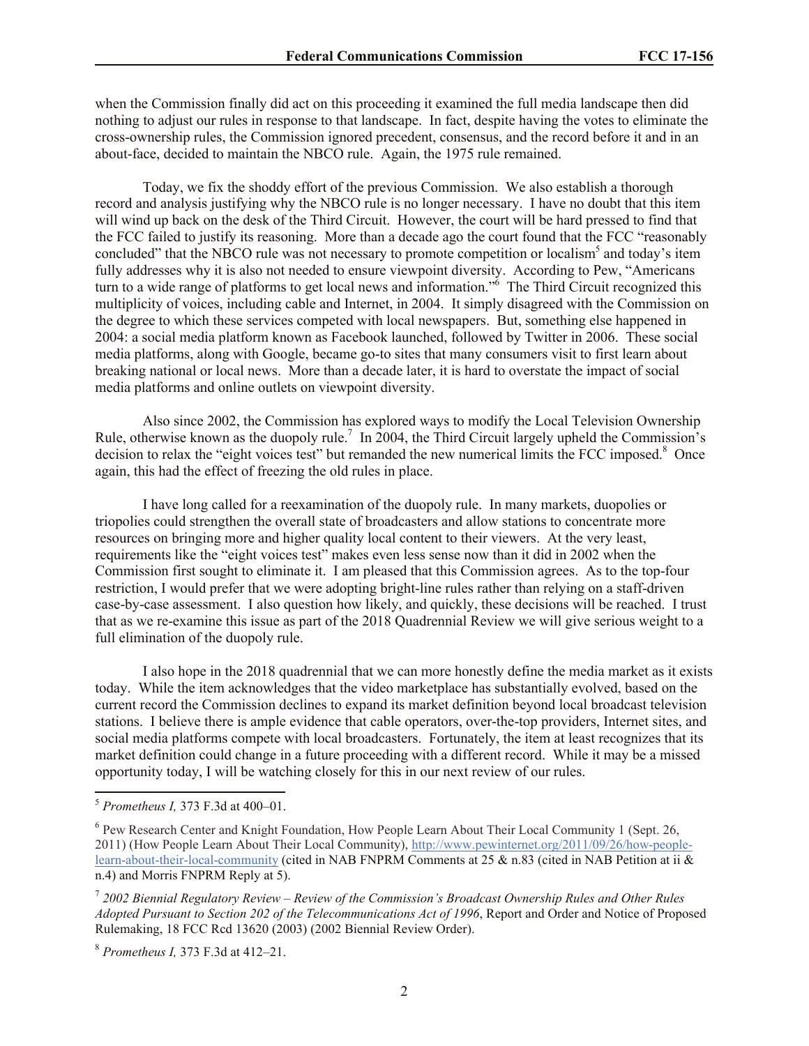when the Commission finally did act on this proceeding it examined the full media landscape then did nothing to adjust our rules in response to that landscape. In fact, despite having the votes to eliminate the cross-ownership rules, the Commission ignored precedent, consensus, and the record before it and in an about-face, decided to maintain the NBCO rule. Again, the 1975 rule remained.

Today, we fix the shoddy effort of the previous Commission. We also establish a thorough record and analysis justifying why the NBCO rule is no longer necessary. I have no doubt that this item will wind up back on the desk of the Third Circuit. However, the court will be hard pressed to find that the FCC failed to justify its reasoning. More than a decade ago the court found that the FCC "reasonably concluded" that the NBCO rule was not necessary to promote competition or localism[5] and today's item fully addresses why it is also not needed to ensure viewpoint diversity. According to Pew, "Americans turn to a wide range of platforms to get local news and information."[6] The Third Circuit recognized this multiplicity of voices, including cable and Internet, in 2004. It simply disagreed with the Commission on the degree to which these services competed with local newspapers. But, something else happened in 2004: a social media platform known as Facebook launched, followed by Twitter in 2006. These social media platforms, along with Google, became go-to sites that many consumers visit to first learn about breaking national or local news. More than a decade later, it is hard to overstate the impact of social media platforms and online outlets on viewpoint diversity.

Also since 2002, the Commission has explored ways to modify the Local Television Ownership Rule, otherwise known as the duopoly rule.[7] In 2004, the Third Circuit largely upheld the Commission's decision to relax the "eight voices test" but remanded the new numerical limits the FCC imposed.[8] Once again, this had the effect of freezing the old rules in place.

I have long called for a reexamination of the duopoly rule. In many markets, duopolies or triopolies could strengthen the overall state of broadcasters and allow stations to concentrate more resources on bringing more and higher quality local content to their viewers. At the very least, requirements like the "eight voices test" makes even less sense now than it did in 2002 when the Commission first sought to eliminate it. I am pleased that this Commission agrees. As to the top-four restriction, I would prefer that we were adopting bright-line rules rather than relying on a staff-driven case-by-case assessment. I also question how likely, and quickly, these decisions will be reached. I trust that as we re-examine this issue as part of the 2018 Quadrennial Review we will give serious weight to a full elimination of the duopoly rule.

I also hope in the 2018 quadrennial that we can more honestly define the media market as it exists today. While the item acknowledges that the video marketplace has substantially evolved, based on the current record the Commission declines to expand its market definition beyond local broadcast television stations. I believe there is ample evidence that cable operators, over-the-top providers, Internet sites, and social media platforms compete with local broadcasters. Fortunately, the item at least recognizes that its market definition could change in a future proceeding with a different record. While it may be a missed opportunity today, I will be watching closely for this in our next review of our rules.

---

[5] *Prometheus I,* 373 F.3d at 400–01.

[6] Pew Research Center and Knight Foundation, How People Learn About Their Local Community 1 (Sept. 26, 2011) (How People Learn About Their Local Community), http://www.pewinternet.org/2011/09/26/how-people-learn-about-their-local-community (cited in NAB FNPRM Comments at 25 & n.83 (cited in NAB Petition at ii & n.4) and Morris FNPRM Reply at 5).

[7] *2002 Biennial Regulatory Review – Review of the Commission's Broadcast Ownership Rules and Other Rules Adopted Pursuant to Section 202 of the Telecommunications Act of 1996*, Report and Order and Notice of Proposed Rulemaking, 18 FCC Rcd 13620 (2003) (2002 Biennial Review Order).

[8] *Prometheus I,* 373 F.3d at 412–21.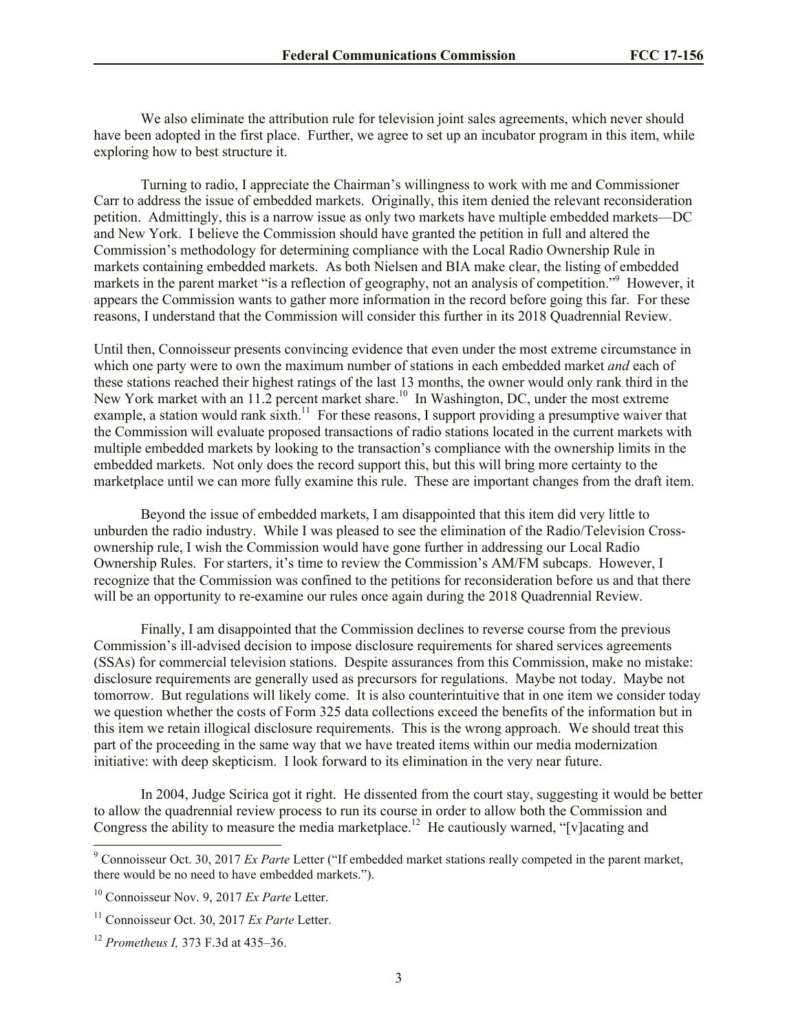We also eliminate the attribution rule for television joint sales agreements, which never should have been adopted in the first place. Further, we agree to set up an incubator program in this item, while exploring how to best structure it.

Turning to radio, I appreciate the Chairman's willingness to work with me and Commissioner Carr to address the issue of embedded markets. Originally, this item denied the relevant reconsideration petition. Admittingly, this is a narrow issue as only two markets have multiple embedded markets—DC and New York. I believe the Commission should have granted the petition in full and altered the Commission's methodology for determining compliance with the Local Radio Ownership Rule in markets containing embedded markets. As both Nielsen and BIA make clear, the listing of embedded markets in the parent market "is a reflection of geography, not an analysis of competition."[9] However, it appears the Commission wants to gather more information in the record before going this far. For these reasons, I understand that the Commission will consider this further in its 2018 Quadrennial Review.

Until then, Connoisseur presents convincing evidence that even under the most extreme circumstance in which one party were to own the maximum number of stations in each embedded market *and* each of these stations reached their highest ratings of the last 13 months, the owner would only rank third in the New York market with an 11.2 percent market share.[10] In Washington, DC, under the most extreme example, a station would rank sixth.[11] For these reasons, I support providing a presumptive waiver that the Commission will evaluate proposed transactions of radio stations located in the current markets with multiple embedded markets by looking to the transaction's compliance with the ownership limits in the embedded markets. Not only does the record support this, but this will bring more certainty to the marketplace until we can more fully examine this rule. These are important changes from the draft item.

Beyond the issue of embedded markets, I am disappointed that this item did very little to unburden the radio industry. While I was pleased to see the elimination of the Radio/Television Cross-ownership rule, I wish the Commission would have gone further in addressing our Local Radio Ownership Rules. For starters, it's time to review the Commission's AM/FM subcaps. However, I recognize that the Commission was confined to the petitions for reconsideration before us and that there will be an opportunity to re-examine our rules once again during the 2018 Quadrennial Review.

Finally, I am disappointed that the Commission declines to reverse course from the previous Commission's ill-advised decision to impose disclosure requirements for shared services agreements (SSAs) for commercial television stations. Despite assurances from this Commission, make no mistake: disclosure requirements are generally used as precursors for regulations. Maybe not today. Maybe not tomorrow. But regulations will likely come. It is also counterintuitive that in one item we consider today we question whether the costs of Form 325 data collections exceed the benefits of the information but in this item we retain illogical disclosure requirements. This is the wrong approach. We should treat this part of the proceeding in the same way that we have treated items within our media modernization initiative: with deep skepticism. I look forward to its elimination in the very near future.

In 2004, Judge Scirica got it right. He dissented from the court stay, suggesting it would be better to allow the quadrennial review process to run its course in order to allow both the Commission and Congress the ability to measure the media marketplace.[12] He cautiously warned, "[v]acating and

---

[9] Connoisseur Oct. 30, 2017 *Ex Parte* Letter ("If embedded market stations really competed in the parent market, there would be no need to have embedded markets.").

[10] Connoisseur Nov. 9, 2017 *Ex Parte* Letter.

[11] Connoisseur Oct. 30, 2017 *Ex Parte* Letter.

[12] *Prometheus I,* 373 F.3d at 435–36.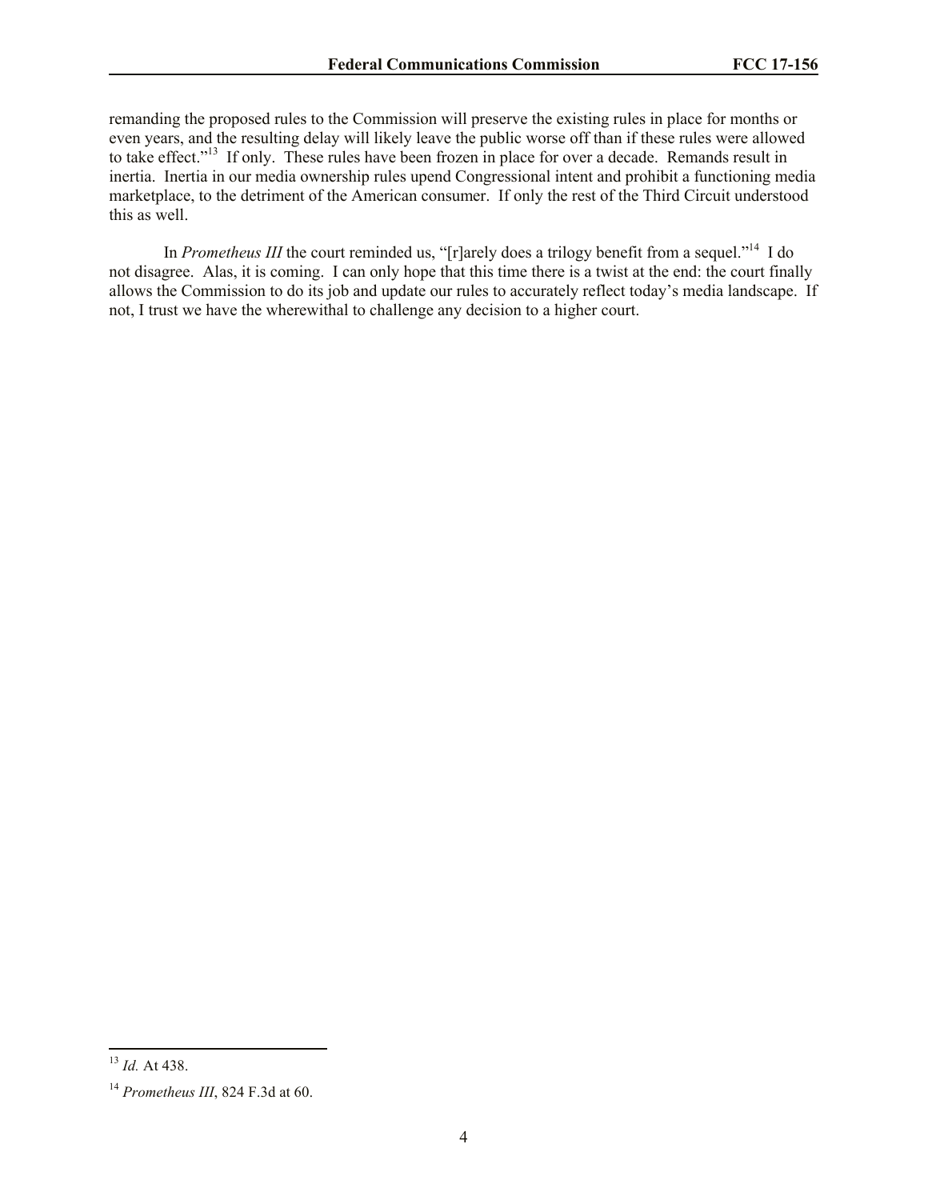remanding the proposed rules to the Commission will preserve the existing rules in place for months or even years, and the resulting delay will likely leave the public worse off than if these rules were allowed to take effect."[13] If only. These rules have been frozen in place for over a decade. Remands result in inertia. Inertia in our media ownership rules upend Congressional intent and prohibit a functioning media marketplace, to the detriment of the American consumer. If only the rest of the Third Circuit understood this as well.

In *Prometheus III* the court reminded us, "[r]arely does a trilogy benefit from a sequel."[14] I do not disagree. Alas, it is coming. I can only hope that this time there is a twist at the end: the court finally allows the Commission to do its job and update our rules to accurately reflect today's media landscape. If not, I trust we have the wherewithal to challenge any decision to a higher court.

---

[13] *Id.* At 438.

[14] *Prometheus III*, 824 F.3d at 60.